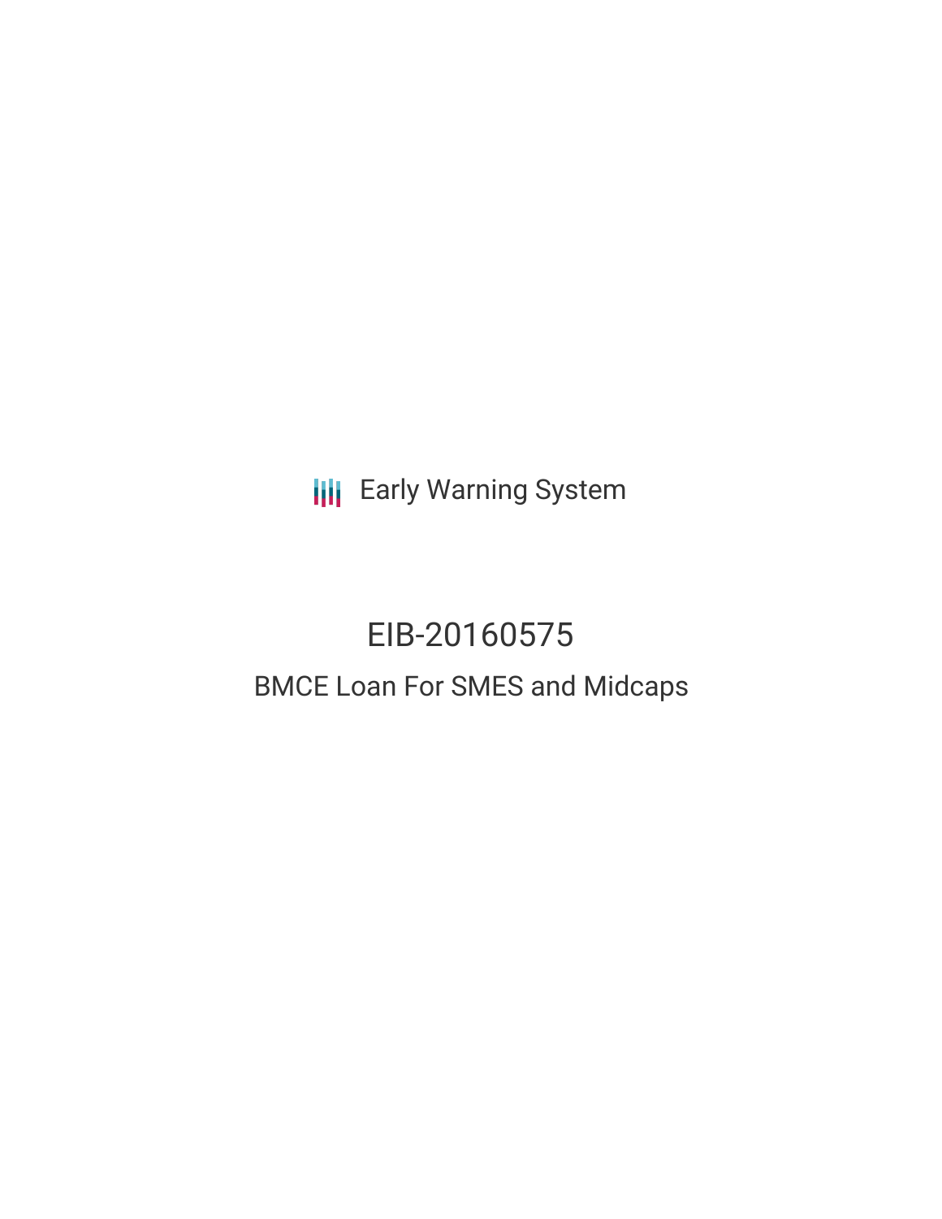Early Warning System

# EIB-20160575

## BMCE Loan For SMES and Midcaps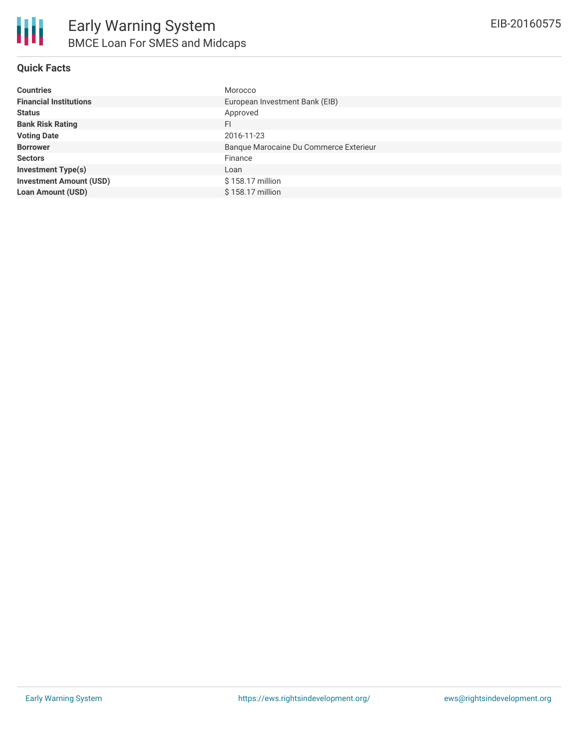# Early Warning System

## BMCE Loan For SMES and Midcaps

EIB-20160575

### Quick Facts

| | |
|---|---|
| **Countries** | Morocco |
| **Financial Institutions** | European Investment Bank (EIB) |
| **Status** | Approved |
| **Bank Risk Rating** | FI |
| **Voting Date** | 2016-11-23 |
| **Borrower** | Banque Marocaine Du Commerce Exterieur |
| **Sectors** | Finance |
| **Investment Type(s)** | Loan |
| **Investment Amount (USD)** | $ 158.17 million |
| **Loan Amount (USD)** | $ 158.17 million |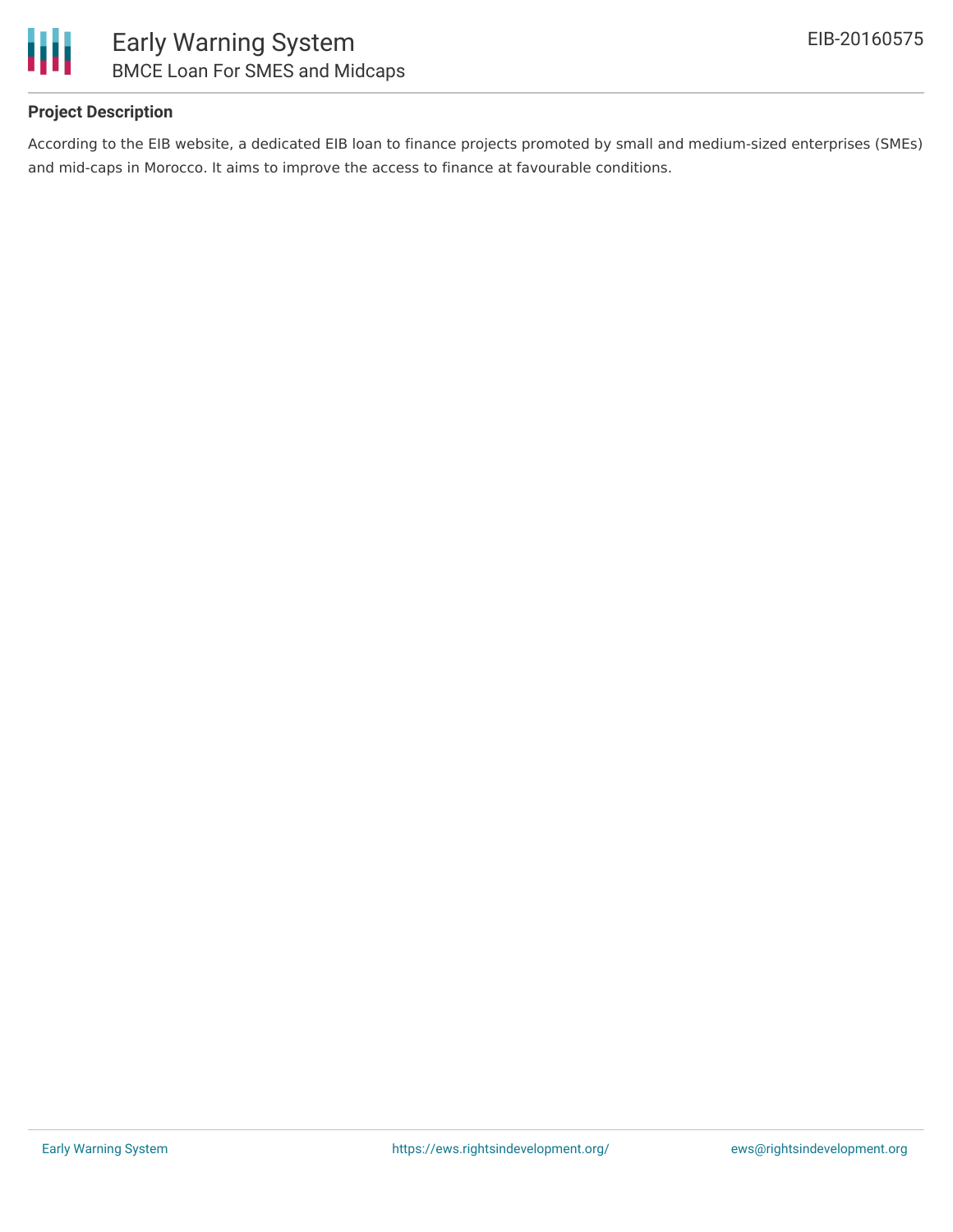### Project Description

According to the EIB website, a dedicated EIB loan to finance projects promoted by small and medium-sized enterprises (SMEs) and mid-caps in Morocco. It aims to improve the access to finance at favourable conditions.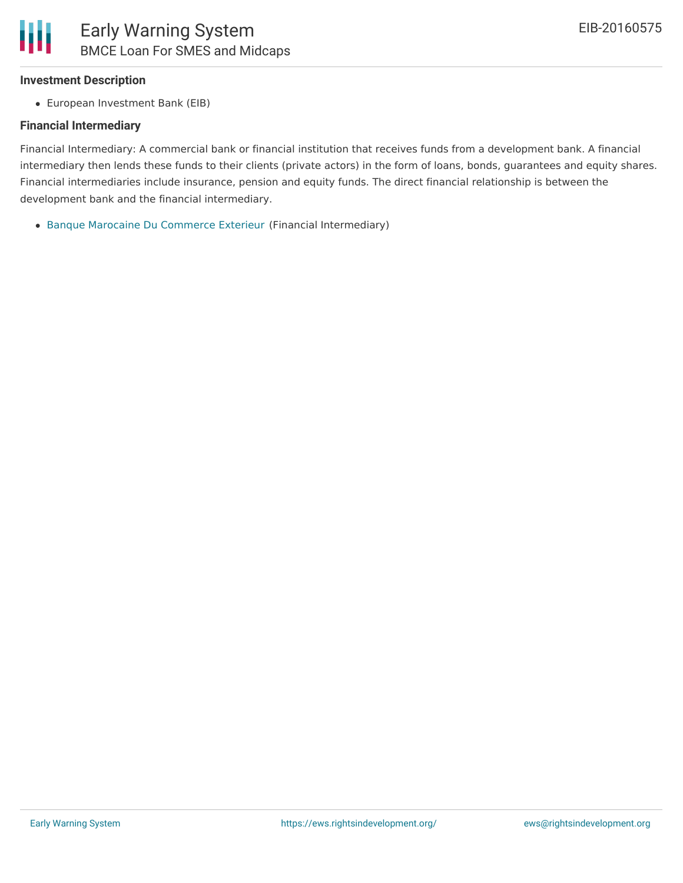**Investment Description**

- European Investment Bank (EIB)

**Financial Intermediary**

Financial Intermediary: A commercial bank or financial institution that receives funds from a development bank. A financial intermediary then lends these funds to their clients (private actors) in the form of loans, bonds, guarantees and equity shares. Financial intermediaries include insurance, pension and equity funds. The direct financial relationship is between the development bank and the financial intermediary.

- Banque Marocaine Du Commerce Exterieur (Financial Intermediary)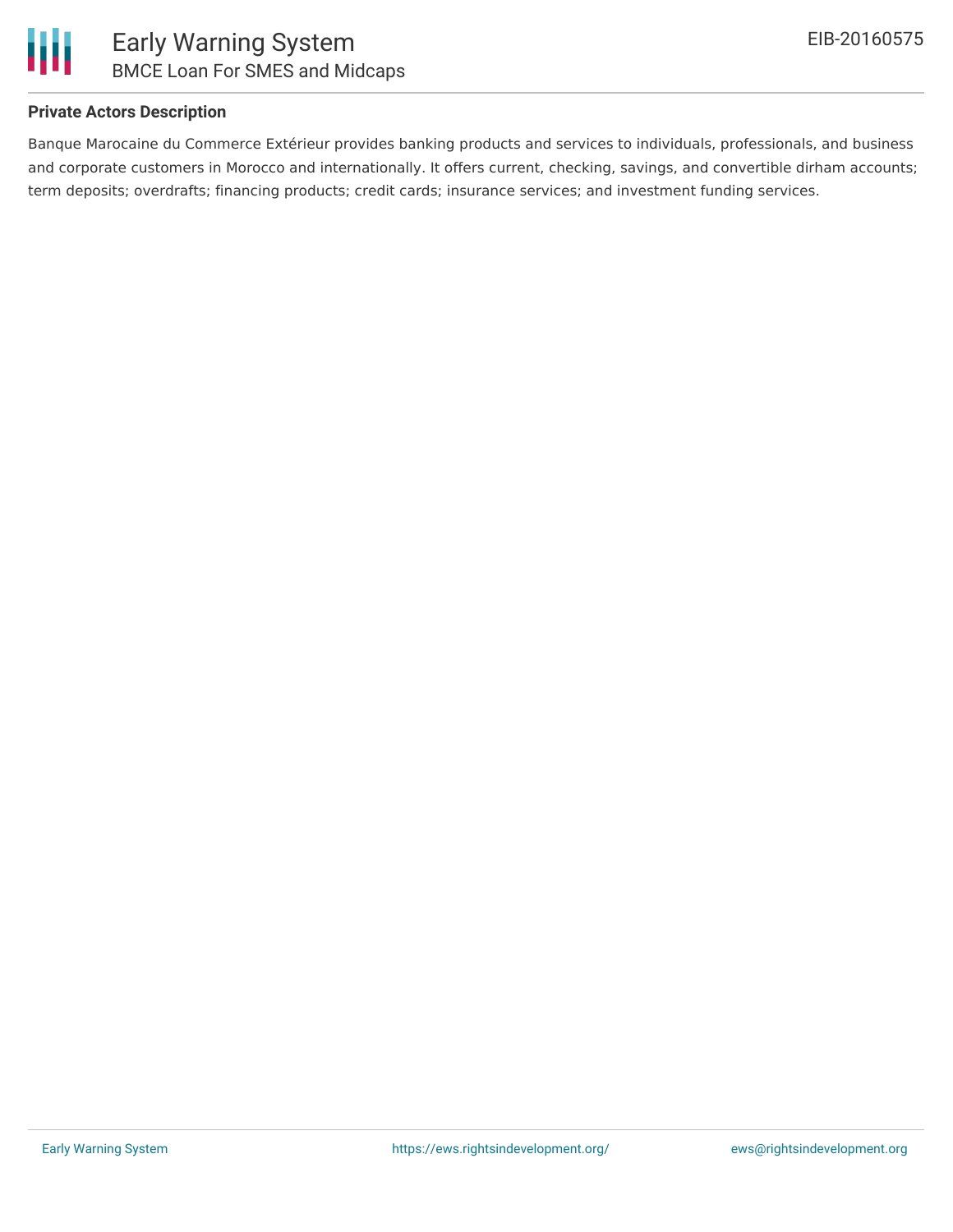**Private Actors Description**

Banque Marocaine du Commerce Extérieur provides banking products and services to individuals, professionals, and business and corporate customers in Morocco and internationally. It offers current, checking, savings, and convertible dirham accounts; term deposits; overdrafts; financing products; credit cards; insurance services; and investment funding services.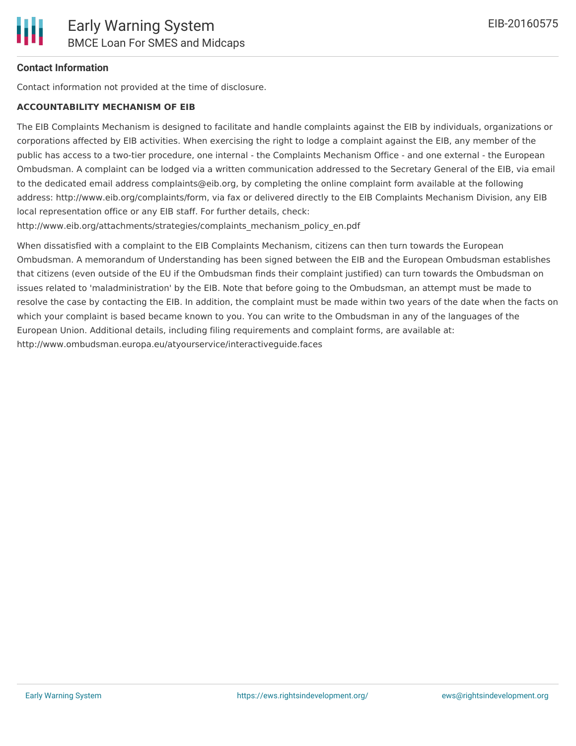**Contact Information**

Contact information not provided at the time of disclosure.

**ACCOUNTABILITY MECHANISM OF EIB**

The EIB Complaints Mechanism is designed to facilitate and handle complaints against the EIB by individuals, organizations or corporations affected by EIB activities. When exercising the right to lodge a complaint against the EIB, any member of the public has access to a two-tier procedure, one internal - the Complaints Mechanism Office - and one external - the European Ombudsman. A complaint can be lodged via a written communication addressed to the Secretary General of the EIB, via email to the dedicated email address complaints@eib.org, by completing the online complaint form available at the following address: http://www.eib.org/complaints/form, via fax or delivered directly to the EIB Complaints Mechanism Division, any EIB local representation office or any EIB staff. For further details, check: http://www.eib.org/attachments/strategies/complaints_mechanism_policy_en.pdf

When dissatisfied with a complaint to the EIB Complaints Mechanism, citizens can then turn towards the European Ombudsman. A memorandum of Understanding has been signed between the EIB and the European Ombudsman establishes that citizens (even outside of the EU if the Ombudsman finds their complaint justified) can turn towards the Ombudsman on issues related to 'maladministration' by the EIB. Note that before going to the Ombudsman, an attempt must be made to resolve the case by contacting the EIB. In addition, the complaint must be made within two years of the date when the facts on which your complaint is based became known to you. You can write to the Ombudsman in any of the languages of the European Union. Additional details, including filing requirements and complaint forms, are available at: http://www.ombudsman.europa.eu/atyourservice/interactiveguide.faces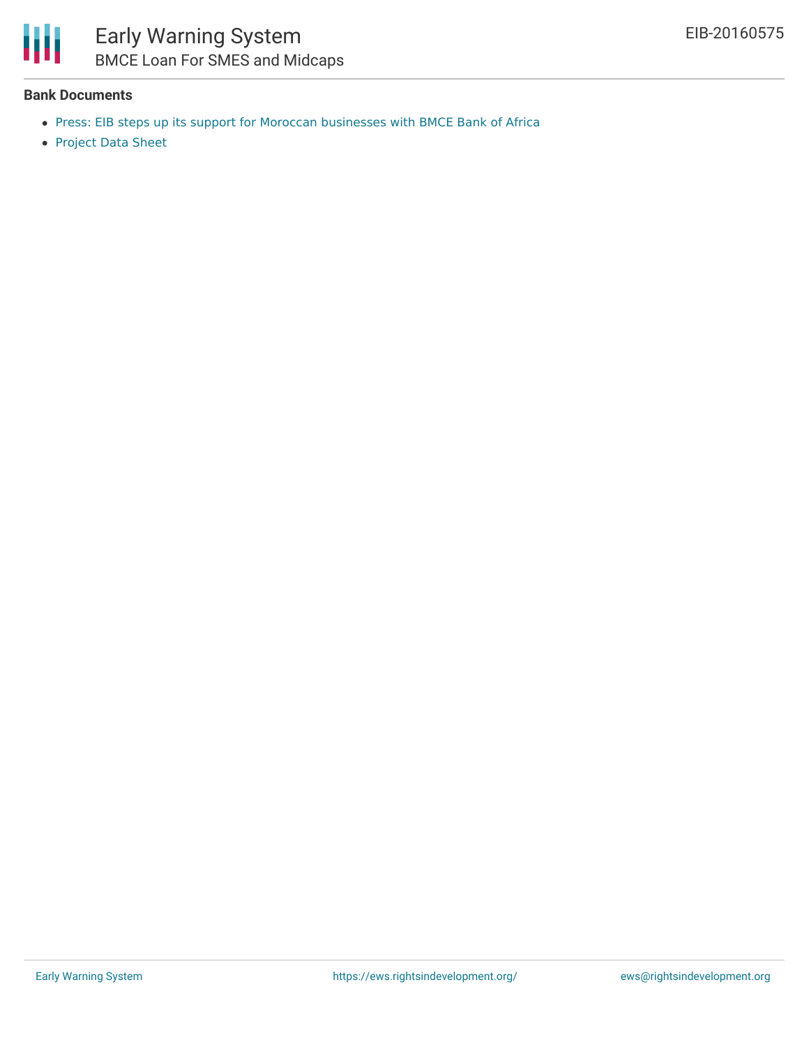**Bank Documents**

- Press: EIB steps up its support for Moroccan businesses with BMCE Bank of Africa
- Project Data Sheet